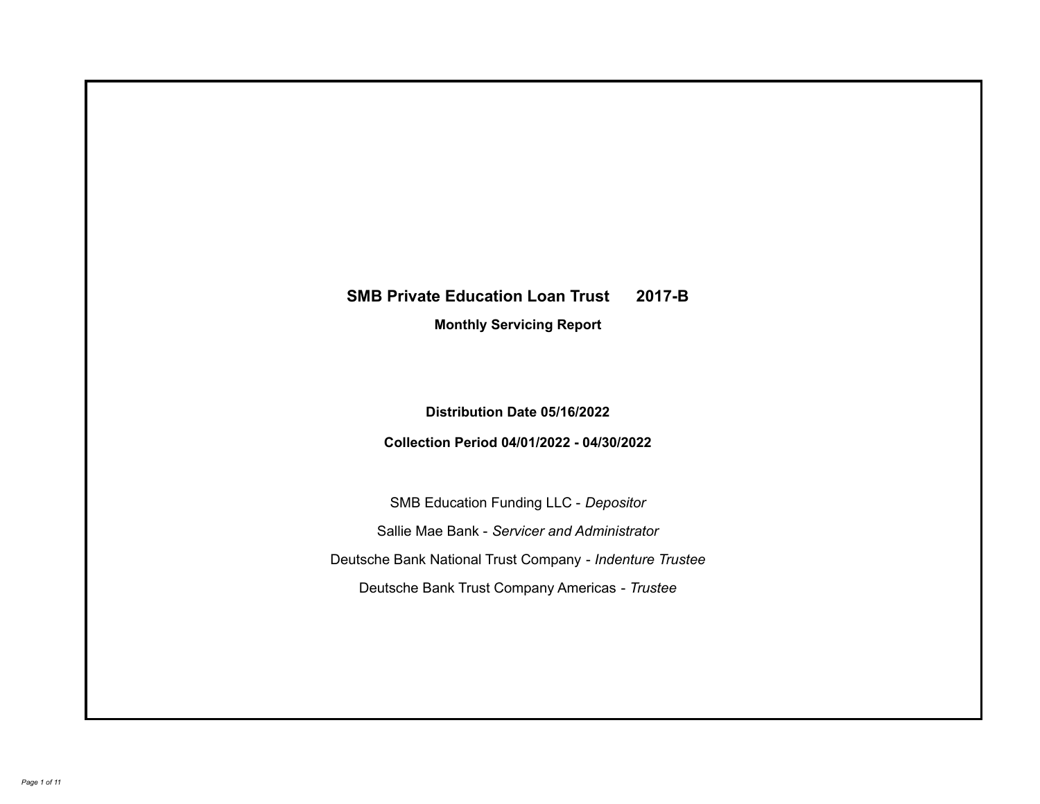# SMB Private Education Loan Trust 2017-B

## Monthly Servicing Report

**Distribution Date 05/16/2022**

**Collection Period 04/01/2022 - 04/30/2022**

SMB Education Funding LLC - *Depositor*

Sallie Mae Bank - *Servicer and Administrator*

Deutsche Bank National Trust Company - *Indenture Trustee*

Deutsche Bank Trust Company Americas - *Trustee*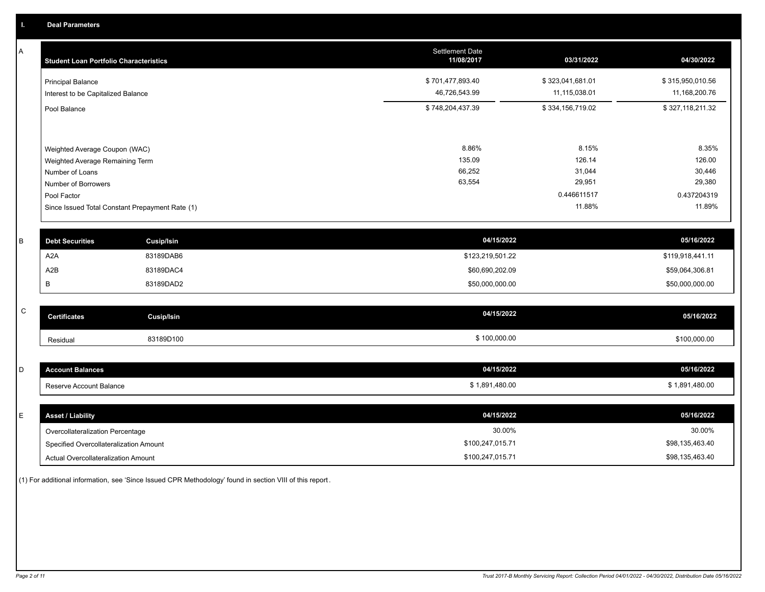## I. Deal Parameters

### A

| Student Loan Portfolio Characteristics | Settlement Date 11/08/2017 | 03/31/2022 | 04/30/2022 |
|---|---|---|---|
| Principal Balance | $ 701,477,893.40 | $ 323,041,681.01 | $ 315,950,010.56 |
| Interest to be Capitalized Balance | 46,726,543.99 | 11,115,038.01 | 11,168,200.76 |
| Pool Balance | $ 748,204,437.39 | $ 334,156,719.02 | $ 327,118,211.32 |
| Weighted Average Coupon (WAC) | 8.86% | 8.15% | 8.35% |
| Weighted Average Remaining Term | 135.09 | 126.14 | 126.00 |
| Number of Loans | 66,252 | 31,044 | 30,446 |
| Number of Borrowers | 63,554 | 29,951 | 29,380 |
| Pool Factor | | 0.446611517 | 0.437204319 |
| Since Issued Total Constant Prepayment Rate (1) | | 11.88% | 11.89% |

### B

| Debt Securities | Cusip/Isin | 04/15/2022 | 05/16/2022 |
|---|---|---|---|
| A2A | 83189DAB6 | $123,219,501.22 | $119,918,441.11 |
| A2B | 83189DAC4 | $60,690,202.09 | $59,064,306.81 |
| B | 83189DAD2 | $50,000,000.00 | $50,000,000.00 |

### C

| Certificates | Cusip/Isin | 04/15/2022 | 05/16/2022 |
|---|---|---|---|
| Residual | 83189D100 | $ 100,000.00 | $100,000.00 |

### D

| Account Balances | 04/15/2022 | 05/16/2022 |
|---|---|---|
| Reserve Account Balance | $ 1,891,480.00 | $ 1,891,480.00 |

### E

| Asset / Liability | 04/15/2022 | 05/16/2022 |
|---|---|---|
| Overcollateralization Percentage | 30.00% | 30.00% |
| Specified Overcollateralization Amount | $100,247,015.71 | $98,135,463.40 |
| Actual Overcollateralization Amount | $100,247,015.71 | $98,135,463.40 |

(1) For additional information, see 'Since Issued CPR Methodology' found in section VIII of this report.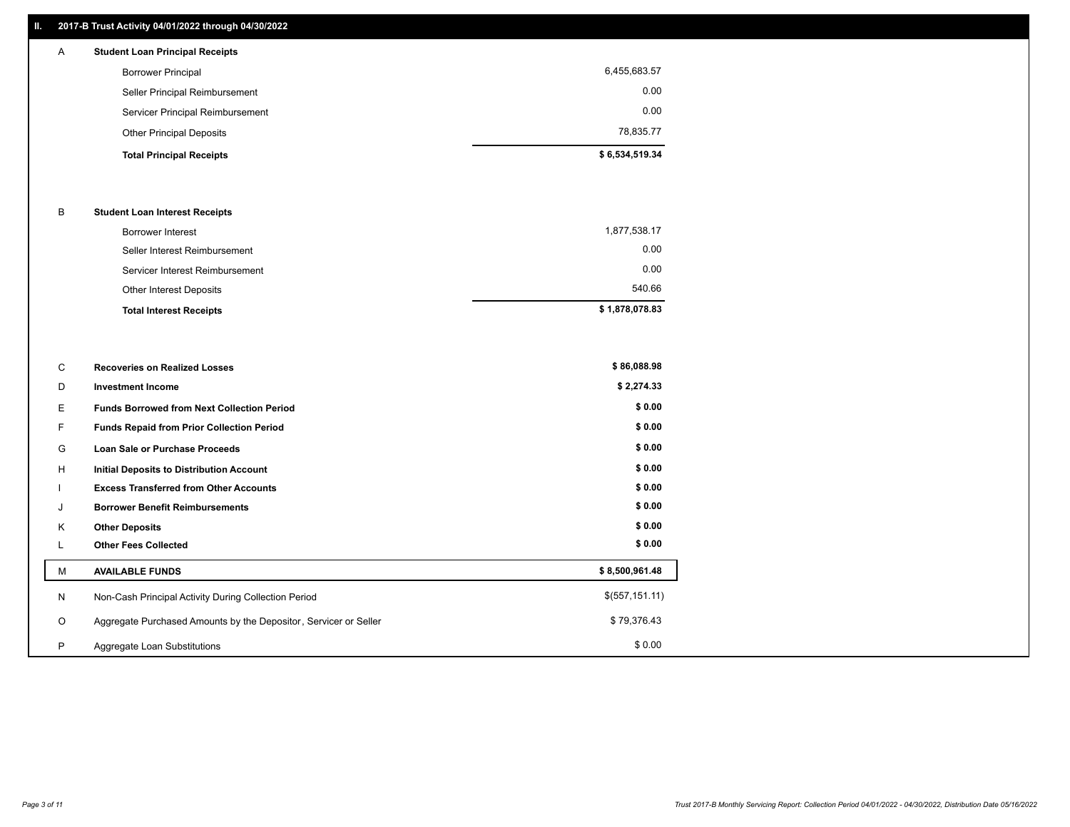## II. 2017-B Trust Activity 04/01/2022 through 04/30/2022

| | | |
|---|---|---|
| A | **Student Loan Principal Receipts** | |
| | Borrower Principal | 6,455,683.57 |
| | Seller Principal Reimbursement | 0.00 |
| | Servicer Principal Reimbursement | 0.00 |
| | Other Principal Deposits | 78,835.77 |
| | **Total Principal Receipts** | **$ 6,534,519.34** |
| B | **Student Loan Interest Receipts** | |
| | Borrower Interest | 1,877,538.17 |
| | Seller Interest Reimbursement | 0.00 |
| | Servicer Interest Reimbursement | 0.00 |
| | Other Interest Deposits | 540.66 |
| | **Total Interest Receipts** | **$ 1,878,078.83** |
| C | **Recoveries on Realized Losses** | **$ 86,088.98** |
| D | **Investment Income** | **$ 2,274.33** |
| E | **Funds Borrowed from Next Collection Period** | **$ 0.00** |
| F | **Funds Repaid from Prior Collection Period** | **$ 0.00** |
| G | **Loan Sale or Purchase Proceeds** | **$ 0.00** |
| H | **Initial Deposits to Distribution Account** | **$ 0.00** |
| I | **Excess Transferred from Other Accounts** | **$ 0.00** |
| J | **Borrower Benefit Reimbursements** | **$ 0.00** |
| K | **Other Deposits** | **$ 0.00** |
| L | **Other Fees Collected** | **$ 0.00** |
| M | **AVAILABLE FUNDS** | **$ 8,500,961.48** |
| N | Non-Cash Principal Activity During Collection Period | $(557,151.11) |
| O | Aggregate Purchased Amounts by the Depositor, Servicer or Seller | $ 79,376.43 |
| P | Aggregate Loan Substitutions | $ 0.00 |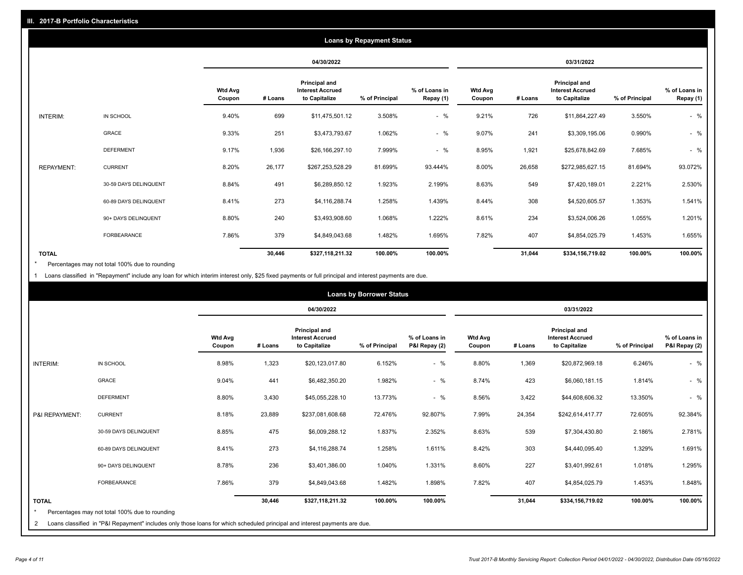## III. 2017-B Portfolio Characteristics

### Loans by Repayment Status

| | | 04/30/2022 | | | | | 03/31/2022 | | | | |
|---|---|---|---|---|---|---|---|---|---|---|---|
| | | Wtd Avg Coupon | # Loans | Principal and Interest Accrued to Capitalize | % of Principal | % of Loans in Repay (1) | Wtd Avg Coupon | # Loans | Principal and Interest Accrued to Capitalize | % of Principal | % of Loans in Repay (1) |
| INTERIM: | IN SCHOOL | 9.40% | 699 | $11,475,501.12 | 3.508% | - % | 9.21% | 726 | $11,864,227.49 | 3.550% | - % |
| | GRACE | 9.33% | 251 | $3,473,793.67 | 1.062% | - % | 9.07% | 241 | $3,309,195.06 | 0.990% | - % |
| | DEFERMENT | 9.17% | 1,936 | $26,166,297.10 | 7.999% | - % | 8.95% | 1,921 | $25,678,842.69 | 7.685% | - % |
| REPAYMENT: | CURRENT | 8.20% | 26,177 | $267,253,528.29 | 81.699% | 93.444% | 8.00% | 26,658 | $272,985,627.15 | 81.694% | 93.072% |
| | 30-59 DAYS DELINQUENT | 8.84% | 491 | $6,289,850.12 | 1.923% | 2.199% | 8.63% | 549 | $7,420,189.01 | 2.221% | 2.530% |
| | 60-89 DAYS DELINQUENT | 8.41% | 273 | $4,116,288.74 | 1.258% | 1.439% | 8.44% | 308 | $4,520,605.57 | 1.353% | 1.541% |
| | 90+ DAYS DELINQUENT | 8.80% | 240 | $3,493,908.60 | 1.068% | 1.222% | 8.61% | 234 | $3,524,006.26 | 1.055% | 1.201% |
| | FORBEARANCE | 7.86% | 379 | $4,849,043.68 | 1.482% | 1.695% | 7.82% | 407 | $4,854,025.79 | 1.453% | 1.655% |
| TOTAL | | | 30,446 | $327,118,211.32 | 100.00% | 100.00% | | 31,044 | $334,156,719.02 | 100.00% | 100.00% |

\* Percentages may not total 100% due to rounding

1 Loans classified in "Repayment" include any loan for which interim interest only, $25 fixed payments or full principal and interest payments are due.

### Loans by Borrower Status

| | | 04/30/2022 | | | | | 03/31/2022 | | | | |
|---|---|---|---|---|---|---|---|---|---|---|---|
| | | Wtd Avg Coupon | # Loans | Principal and Interest Accrued to Capitalize | % of Principal | % of Loans in P&I Repay (2) | Wtd Avg Coupon | # Loans | Principal and Interest Accrued to Capitalize | % of Principal | % of Loans in P&I Repay (2) |
| INTERIM: | IN SCHOOL | 8.98% | 1,323 | $20,123,017.80 | 6.152% | - % | 8.80% | 1,369 | $20,872,969.18 | 6.246% | - % |
| | GRACE | 9.04% | 441 | $6,482,350.20 | 1.982% | - % | 8.74% | 423 | $6,060,181.15 | 1.814% | - % |
| | DEFERMENT | 8.80% | 3,430 | $45,055,228.10 | 13.773% | - % | 8.56% | 3,422 | $44,608,606.32 | 13.350% | - % |
| P&I REPAYMENT: | CURRENT | 8.18% | 23,889 | $237,081,608.68 | 72.476% | 92.807% | 7.99% | 24,354 | $242,614,417.77 | 72.605% | 92.384% |
| | 30-59 DAYS DELINQUENT | 8.85% | 475 | $6,009,288.12 | 1.837% | 2.352% | 8.63% | 539 | $7,304,430.80 | 2.186% | 2.781% |
| | 60-89 DAYS DELINQUENT | 8.41% | 273 | $4,116,288.74 | 1.258% | 1.611% | 8.42% | 303 | $4,440,095.40 | 1.329% | 1.691% |
| | 90+ DAYS DELINQUENT | 8.78% | 236 | $3,401,386.00 | 1.040% | 1.331% | 8.60% | 227 | $3,401,992.61 | 1.018% | 1.295% |
| | FORBEARANCE | 7.86% | 379 | $4,849,043.68 | 1.482% | 1.898% | 7.82% | 407 | $4,854,025.79 | 1.453% | 1.848% |
| TOTAL | | | 30,446 | $327,118,211.32 | 100.00% | 100.00% | | 31,044 | $334,156,719.02 | 100.00% | 100.00% |

\* Percentages may not total 100% due to rounding

2 Loans classified in "P&I Repayment" includes only those loans for which scheduled principal and interest payments are due.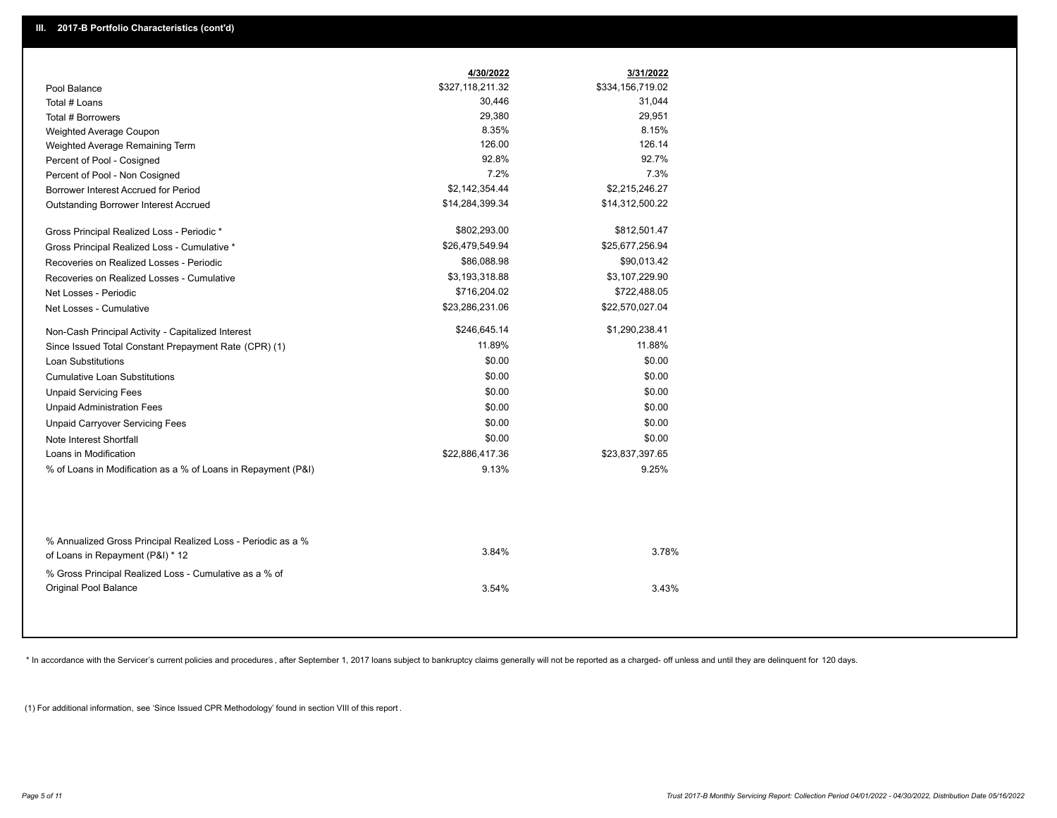## III. 2017-B Portfolio Characteristics (cont'd)

| | 4/30/2022 | 3/31/2022 |
|---|---|---|
| Pool Balance | $327,118,211.32 | $334,156,719.02 |
| Total # Loans | 30,446 | 31,044 |
| Total # Borrowers | 29,380 | 29,951 |
| Weighted Average Coupon | 8.35% | 8.15% |
| Weighted Average Remaining Term | 126.00 | 126.14 |
| Percent of Pool - Cosigned | 92.8% | 92.7% |
| Percent of Pool - Non Cosigned | 7.2% | 7.3% |
| Borrower Interest Accrued for Period | $2,142,354.44 | $2,215,246.27 |
| Outstanding Borrower Interest Accrued | $14,284,399.34 | $14,312,500.22 |
| Gross Principal Realized Loss - Periodic * | $802,293.00 | $812,501.47 |
| Gross Principal Realized Loss - Cumulative * | $26,479,549.94 | $25,677,256.94 |
| Recoveries on Realized Losses - Periodic | $86,088.98 | $90,013.42 |
| Recoveries on Realized Losses - Cumulative | $3,193,318.88 | $3,107,229.90 |
| Net Losses - Periodic | $716,204.02 | $722,488.05 |
| Net Losses - Cumulative | $23,286,231.06 | $22,570,027.04 |
| Non-Cash Principal Activity - Capitalized Interest | $246,645.14 | $1,290,238.41 |
| Since Issued Total Constant Prepayment Rate (CPR) (1) | 11.89% | 11.88% |
| Loan Substitutions | $0.00 | $0.00 |
| Cumulative Loan Substitutions | $0.00 | $0.00 |
| Unpaid Servicing Fees | $0.00 | $0.00 |
| Unpaid Administration Fees | $0.00 | $0.00 |
| Unpaid Carryover Servicing Fees | $0.00 | $0.00 |
| Note Interest Shortfall | $0.00 | $0.00 |
| Loans in Modification | $22,886,417.36 | $23,837,397.65 |
| % of Loans in Modification as a % of Loans in Repayment (P&I) | 9.13% | 9.25% |
| % Annualized Gross Principal Realized Loss - Periodic as a % of Loans in Repayment (P&I) * 12 | 3.84% | 3.78% |
| % Gross Principal Realized Loss - Cumulative as a % of Original Pool Balance | 3.54% | 3.43% |

* In accordance with the Servicer's current policies and procedures , after September 1, 2017 loans subject to bankruptcy claims generally will not be reported as a charged- off unless and until they are delinquent for 120 days.

(1) For additional information, see 'Since Issued CPR Methodology' found in section VIII of this report .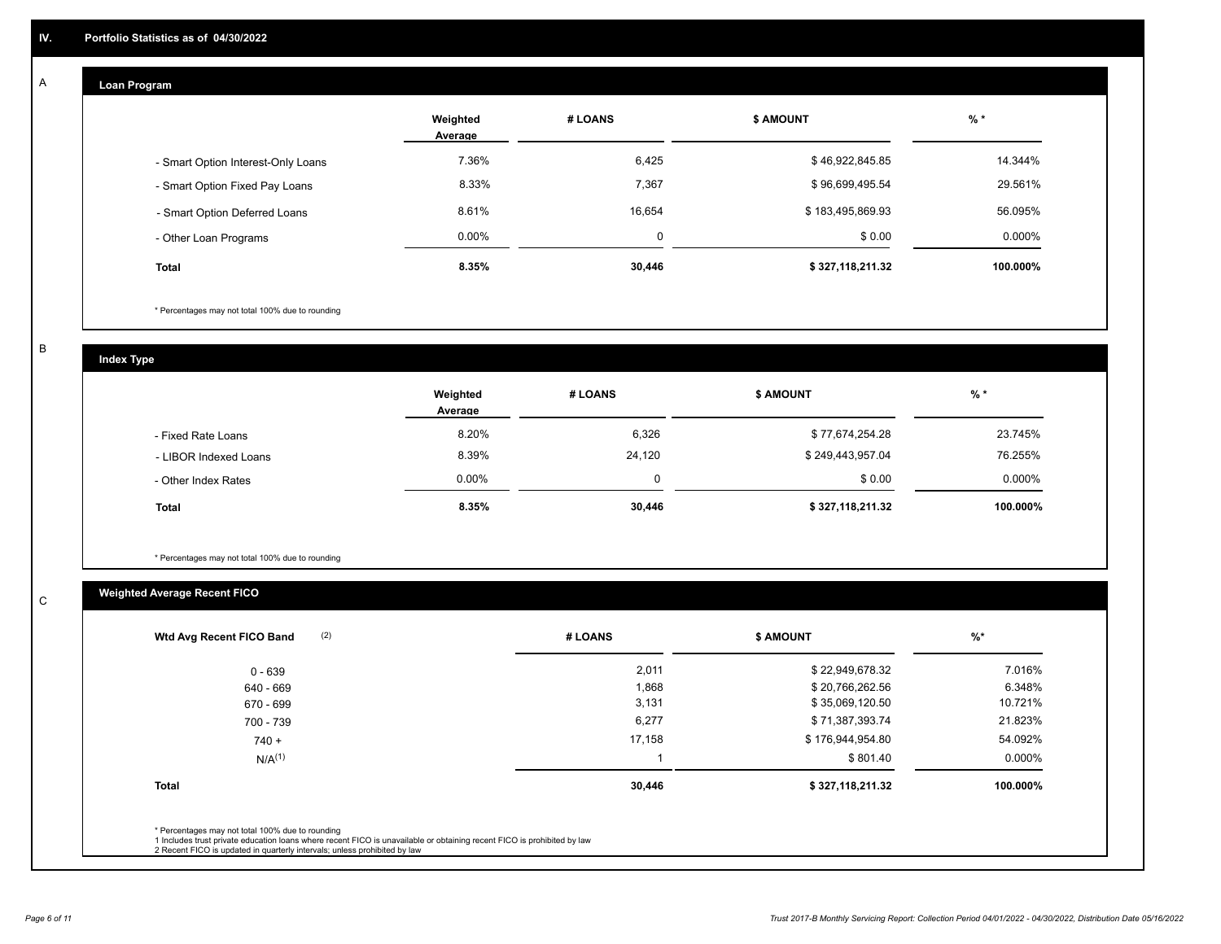## IV. Portfolio Statistics as of 04/30/2022

### A Loan Program

| | Weighted Average | # LOANS | $ AMOUNT | % * |
|---|---|---|---|---|
| - Smart Option Interest-Only Loans | 7.36% | 6,425 | $ 46,922,845.85 | 14.344% |
| - Smart Option Fixed Pay Loans | 8.33% | 7,367 | $ 96,699,495.54 | 29.561% |
| - Smart Option Deferred Loans | 8.61% | 16,654 | $ 183,495,869.93 | 56.095% |
| - Other Loan Programs | 0.00% | 0 | $ 0.00 | 0.000% |
| **Total** | **8.35%** | **30,446** | **$ 327,118,211.32** | **100.000%** |

* Percentages may not total 100% due to rounding

### B Index Type

| | Weighted Average | # LOANS | $ AMOUNT | % * |
|---|---|---|---|---|
| - Fixed Rate Loans | 8.20% | 6,326 | $ 77,674,254.28 | 23.745% |
| - LIBOR Indexed Loans | 8.39% | 24,120 | $ 249,443,957.04 | 76.255% |
| - Other Index Rates | 0.00% | 0 | $ 0.00 | 0.000% |
| **Total** | **8.35%** | **30,446** | **$ 327,118,211.32** | **100.000%** |

* Percentages may not total 100% due to rounding

### C Weighted Average Recent FICO

| Wtd Avg Recent FICO Band (2) | # LOANS | $ AMOUNT | %* |
|---|---|---|---|
| 0 - 639 | 2,011 | $ 22,949,678.32 | 7.016% |
| 640 - 669 | 1,868 | $ 20,766,262.56 | 6.348% |
| 670 - 699 | 3,131 | $ 35,069,120.50 | 10.721% |
| 700 - 739 | 6,277 | $ 71,387,393.74 | 21.823% |
| 740 + | 17,158 | $ 176,944,954.80 | 54.092% |
| N/A(1) | 1 | $ 801.40 | 0.000% |
| **Total** | **30,446** | **$ 327,118,211.32** | **100.000%** |

* Percentages may not total 100% due to rounding

1 Includes trust private education loans where recent FICO is unavailable or obtaining recent FICO is prohibited by law

2 Recent FICO is updated in quarterly intervals; unless prohibited by law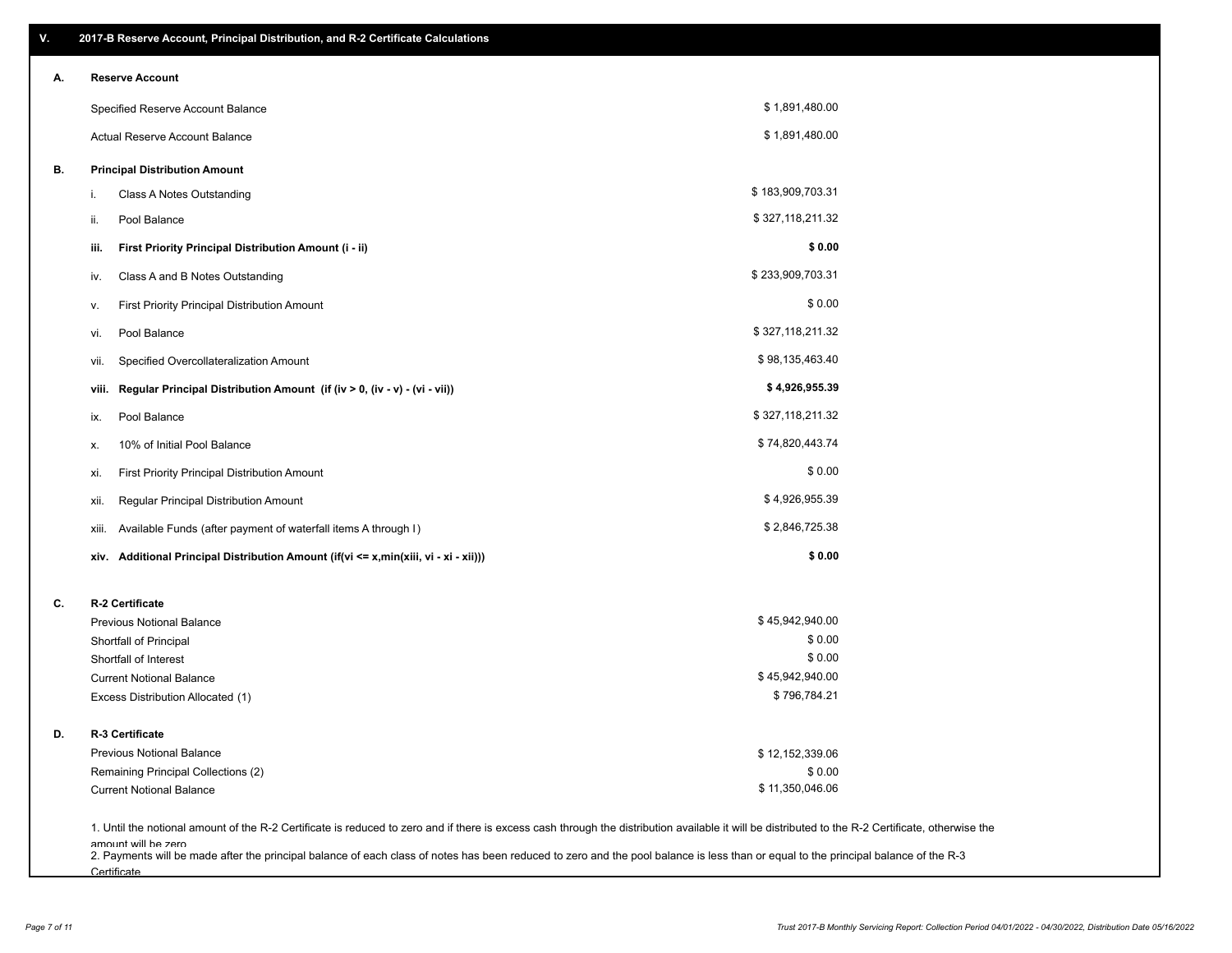## V. 2017-B Reserve Account, Principal Distribution, and R-2 Certificate Calculations

### A. Reserve Account

| | |
|---|---|
| Specified Reserve Account Balance | $ 1,891,480.00 |
| Actual Reserve Account Balance | $ 1,891,480.00 |

### B. Principal Distribution Amount

| | | |
|---|---|---|
| i. | Class A Notes Outstanding | $ 183,909,703.31 |
| ii. | Pool Balance | $ 327,118,211.32 |
| **iii.** | **First Priority Principal Distribution Amount (i - ii)** | **$ 0.00** |
| iv. | Class A and B Notes Outstanding | $ 233,909,703.31 |
| v. | First Priority Principal Distribution Amount | $ 0.00 |
| vi. | Pool Balance | $ 327,118,211.32 |
| vii. | Specified Overcollateralization Amount | $ 98,135,463.40 |
| **viii.** | **Regular Principal Distribution Amount (if (iv > 0, (iv - v) - (vi - vii))** | **$ 4,926,955.39** |
| ix. | Pool Balance | $ 327,118,211.32 |
| x. | 10% of Initial Pool Balance | $ 74,820,443.74 |
| xi. | First Priority Principal Distribution Amount | $ 0.00 |
| xii. | Regular Principal Distribution Amount | $ 4,926,955.39 |
| xiii. | Available Funds (after payment of waterfall items A through I) | $ 2,846,725.38 |
| **xiv.** | **Additional Principal Distribution Amount (if(vi <= x,min(xiii, vi - xi - xii)))** | **$ 0.00** |

### C. R-2 Certificate

| | |
|---|---|
| Previous Notional Balance | $ 45,942,940.00 |
| Shortfall of Principal | $ 0.00 |
| Shortfall of Interest | $ 0.00 |
| Current Notional Balance | $ 45,942,940.00 |
| Excess Distribution Allocated (1) | $ 796,784.21 |

### D. R-3 Certificate

| | |
|---|---|
| Previous Notional Balance | $ 12,152,339.06 |
| Remaining Principal Collections (2) | $ 0.00 |
| Current Notional Balance | $ 11,350,046.06 |

1. Until the notional amount of the R-2 Certificate is reduced to zero and if there is excess cash through the distribution available it will be distributed to the R-2 Certificate, otherwise the amount will be zero
2. Payments will be made after the principal balance of each class of notes has been reduced to zero and the pool balance is less than or equal to the principal balance of the R-3 Certificate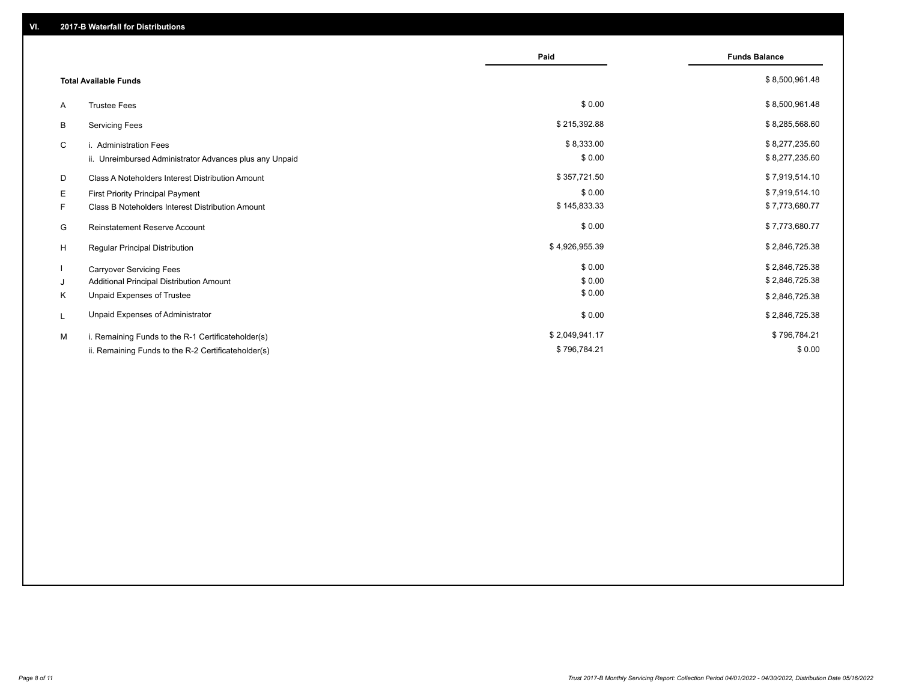## VI. 2017-B Waterfall for Distributions

| | | Paid | Funds Balance |
|---|---|---|---|
| | **Total Available Funds** | | $ 8,500,961.48 |
| A | Trustee Fees | $ 0.00 | $ 8,500,961.48 |
| B | Servicing Fees | $ 215,392.88 | $ 8,285,568.60 |
| C | i. Administration Fees | $ 8,333.00 | $ 8,277,235.60 |
| | ii. Unreimbursed Administrator Advances plus any Unpaid | $ 0.00 | $ 8,277,235.60 |
| D | Class A Noteholders Interest Distribution Amount | $ 357,721.50 | $ 7,919,514.10 |
| E | First Priority Principal Payment | $ 0.00 | $ 7,919,514.10 |
| F | Class B Noteholders Interest Distribution Amount | $ 145,833.33 | $ 7,773,680.77 |
| G | Reinstatement Reserve Account | $ 0.00 | $ 7,773,680.77 |
| H | Regular Principal Distribution | $ 4,926,955.39 | $ 2,846,725.38 |
| I | Carryover Servicing Fees | $ 0.00 | $ 2,846,725.38 |
| J | Additional Principal Distribution Amount | $ 0.00 | $ 2,846,725.38 |
| K | Unpaid Expenses of Trustee | $ 0.00 | $ 2,846,725.38 |
| L | Unpaid Expenses of Administrator | $ 0.00 | $ 2,846,725.38 |
| M | i. Remaining Funds to the R-1 Certificateholder(s) | $ 2,049,941.17 | $ 796,784.21 |
| | ii. Remaining Funds to the R-2 Certificateholder(s) | $ 796,784.21 | $ 0.00 |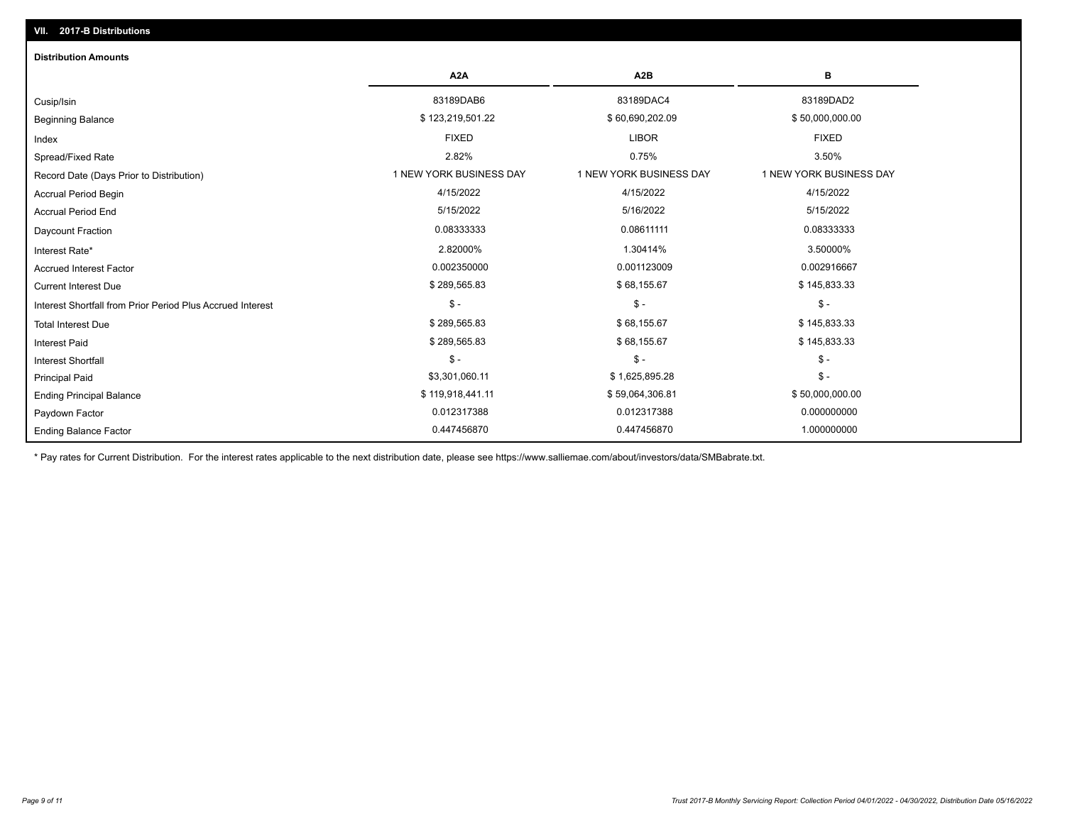## VII. 2017-B Distributions

### Distribution Amounts

| | A2A | A2B | B |
|---|---|---|---|
| Cusip/Isin | 83189DAB6 | 83189DAC4 | 83189DAD2 |
| Beginning Balance | $ 123,219,501.22 | $ 60,690,202.09 | $ 50,000,000.00 |
| Index | FIXED | LIBOR | FIXED |
| Spread/Fixed Rate | 2.82% | 0.75% | 3.50% |
| Record Date (Days Prior to Distribution) | 1 NEW YORK BUSINESS DAY | 1 NEW YORK BUSINESS DAY | 1 NEW YORK BUSINESS DAY |
| Accrual Period Begin | 4/15/2022 | 4/15/2022 | 4/15/2022 |
| Accrual Period End | 5/15/2022 | 5/16/2022 | 5/15/2022 |
| Daycount Fraction | 0.08333333 | 0.08611111 | 0.08333333 |
| Interest Rate* | 2.82000% | 1.30414% | 3.50000% |
| Accrued Interest Factor | 0.002350000 | 0.001123009 | 0.002916667 |
| Current Interest Due | $ 289,565.83 | $ 68,155.67 | $ 145,833.33 |
| Interest Shortfall from Prior Period Plus Accrued Interest | $ - | $ - | $ - |
| Total Interest Due | $ 289,565.83 | $ 68,155.67 | $ 145,833.33 |
| Interest Paid | $ 289,565.83 | $ 68,155.67 | $ 145,833.33 |
| Interest Shortfall | $ - | $ - | $ - |
| Principal Paid | $3,301,060.11 | $ 1,625,895.28 | $ - |
| Ending Principal Balance | $ 119,918,441.11 | $ 59,064,306.81 | $ 50,000,000.00 |
| Paydown Factor | 0.012317388 | 0.012317388 | 0.000000000 |
| Ending Balance Factor | 0.447456870 | 0.447456870 | 1.000000000 |

* Pay rates for Current Distribution. For the interest rates applicable to the next distribution date, please see https://www.salliemae.com/about/investors/data/SMBabrate.txt.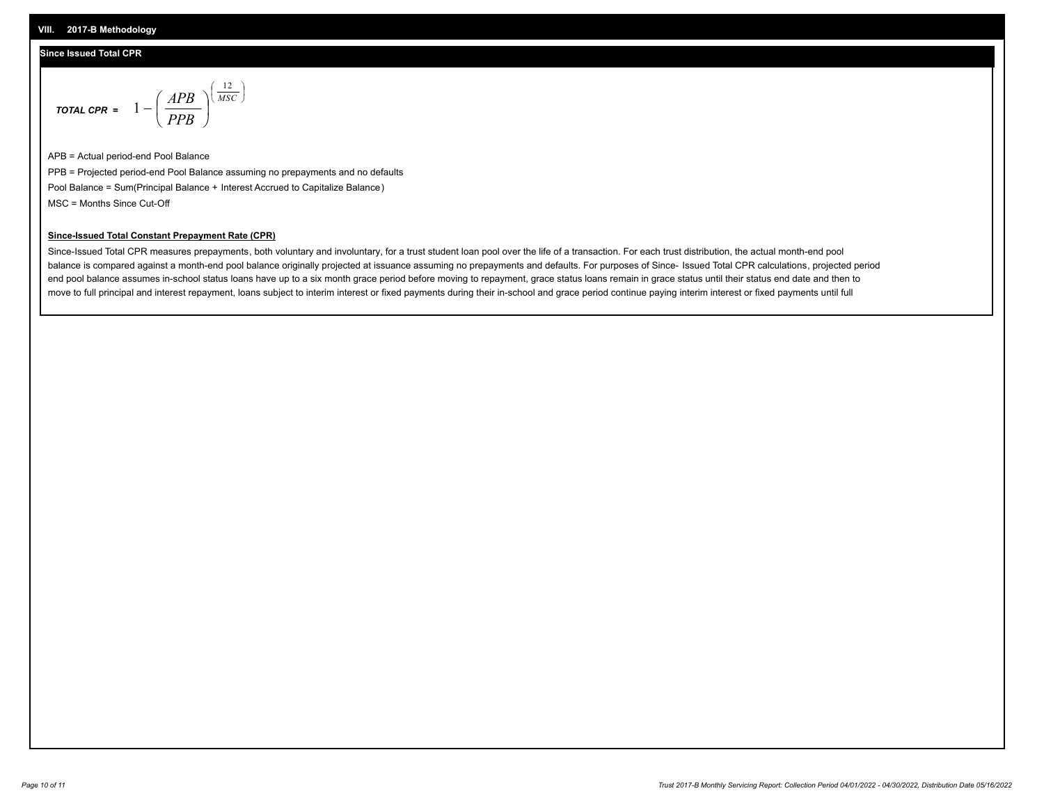## VIII. 2017-B Methodology

### Since Issued Total CPR

$$\textbf{TOTAL CPR} = 1 - \left( \frac{APB}{PPB} \right)^{\left( \frac{12}{MSC} \right)}$$

APB = Actual period-end Pool Balance

PPB = Projected period-end Pool Balance assuming no prepayments and no defaults

Pool Balance = Sum(Principal Balance + Interest Accrued to Capitalize Balance)

MSC = Months Since Cut-Off

**Since-Issued Total Constant Prepayment Rate (CPR)**

Since-Issued Total CPR measures prepayments, both voluntary and involuntary, for a trust student loan pool over the life of a transaction. For each trust distribution, the actual month-end pool balance is compared against a month-end pool balance originally projected at issuance assuming no prepayments and defaults. For purposes of Since- Issued Total CPR calculations, projected period end pool balance assumes in-school status loans have up to a six month grace period before moving to repayment, grace status loans remain in grace status until their status end date and then to move to full principal and interest repayment, loans subject to interim interest or fixed payments during their in-school and grace period continue paying interim interest or fixed payments until full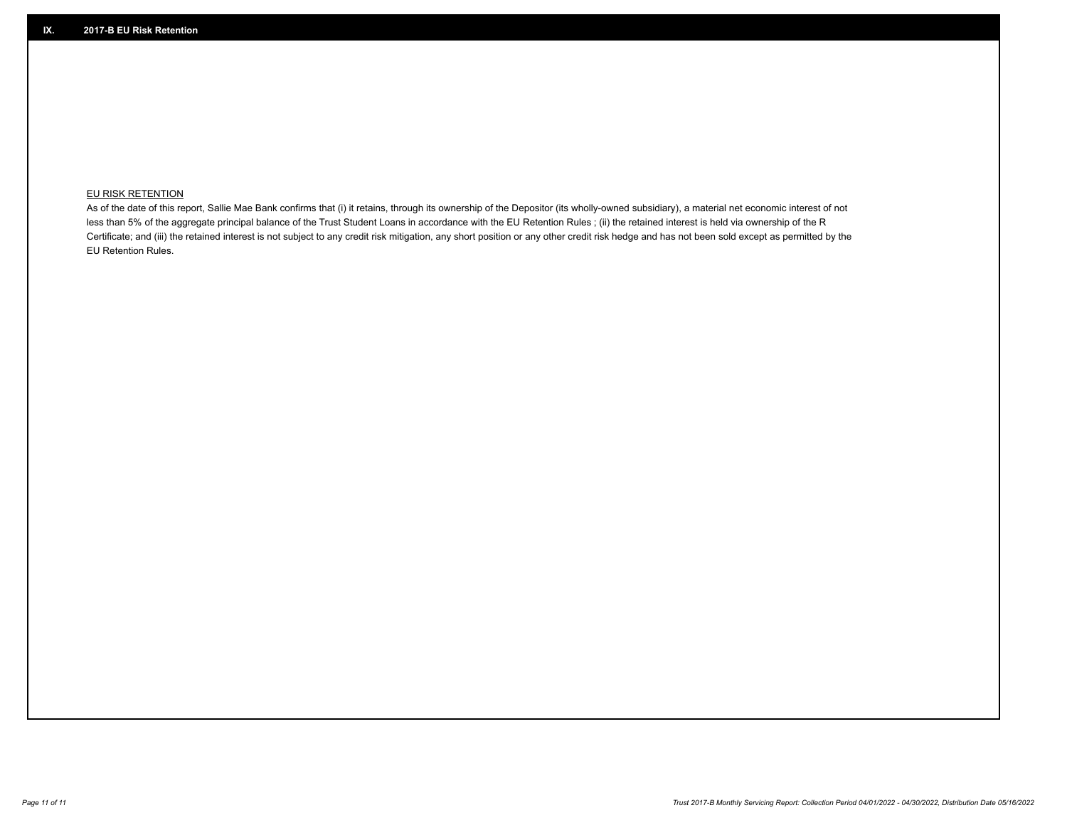## IX. 2017-B EU Risk Retention

EU RISK RETENTION

As of the date of this report, Sallie Mae Bank confirms that (i) it retains, through its ownership of the Depositor (its wholly-owned subsidiary), a material net economic interest of not less than 5% of the aggregate principal balance of the Trust Student Loans in accordance with the EU Retention Rules ; (ii) the retained interest is held via ownership of the R Certificate; and (iii) the retained interest is not subject to any credit risk mitigation, any short position or any other credit risk hedge and has not been sold except as permitted by the EU Retention Rules.